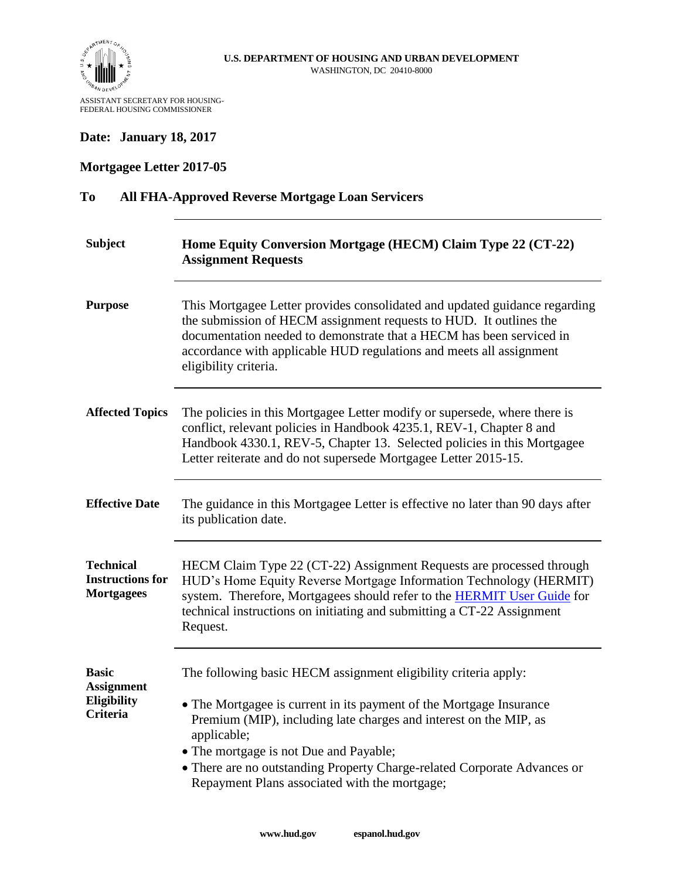**U.S. DEPARTMENT OF HOUSING AND URBAN DEVELOPMENT**
WASHINGTON, DC 20410-8000

ASSISTANT SECRETARY FOR HOUSING-
FEDERAL HOUSING COMMISSIONER

**Date: January 18, 2017**

**Mortgagee Letter 2017-05**

**To All FHA-Approved Reverse Mortgage Loan Servicers**

| | |
|---|---|
| **Subject** | **Home Equity Conversion Mortgage (HECM) Claim Type 22 (CT-22) Assignment Requests** |
| **Purpose** | This Mortgagee Letter provides consolidated and updated guidance regarding the submission of HECM assignment requests to HUD. It outlines the documentation needed to demonstrate that a HECM has been serviced in accordance with applicable HUD regulations and meets all assignment eligibility criteria. |
| **Affected Topics** | The policies in this Mortgagee Letter modify or supersede, where there is conflict, relevant policies in Handbook 4235.1, REV-1, Chapter 8 and Handbook 4330.1, REV-5, Chapter 13. Selected policies in this Mortgagee Letter reiterate and do not supersede Mortgagee Letter 2015-15. |
| **Effective Date** | The guidance in this Mortgagee Letter is effective no later than 90 days after its publication date. |
| **Technical Instructions for Mortgagees** | HECM Claim Type 22 (CT-22) Assignment Requests are processed through HUD's Home Equity Reverse Mortgage Information Technology (HERMIT) system. Therefore, Mortgagees should refer to the HERMIT User Guide for technical instructions on initiating and submitting a CT-22 Assignment Request. |

**Basic Assignment Eligibility Criteria**

The following basic HECM assignment eligibility criteria apply:

- The Mortgagee is current in its payment of the Mortgage Insurance Premium (MIP), including late charges and interest on the MIP, as applicable;
- The mortgage is not Due and Payable;
- There are no outstanding Property Charge-related Corporate Advances or Repayment Plans associated with the mortgage;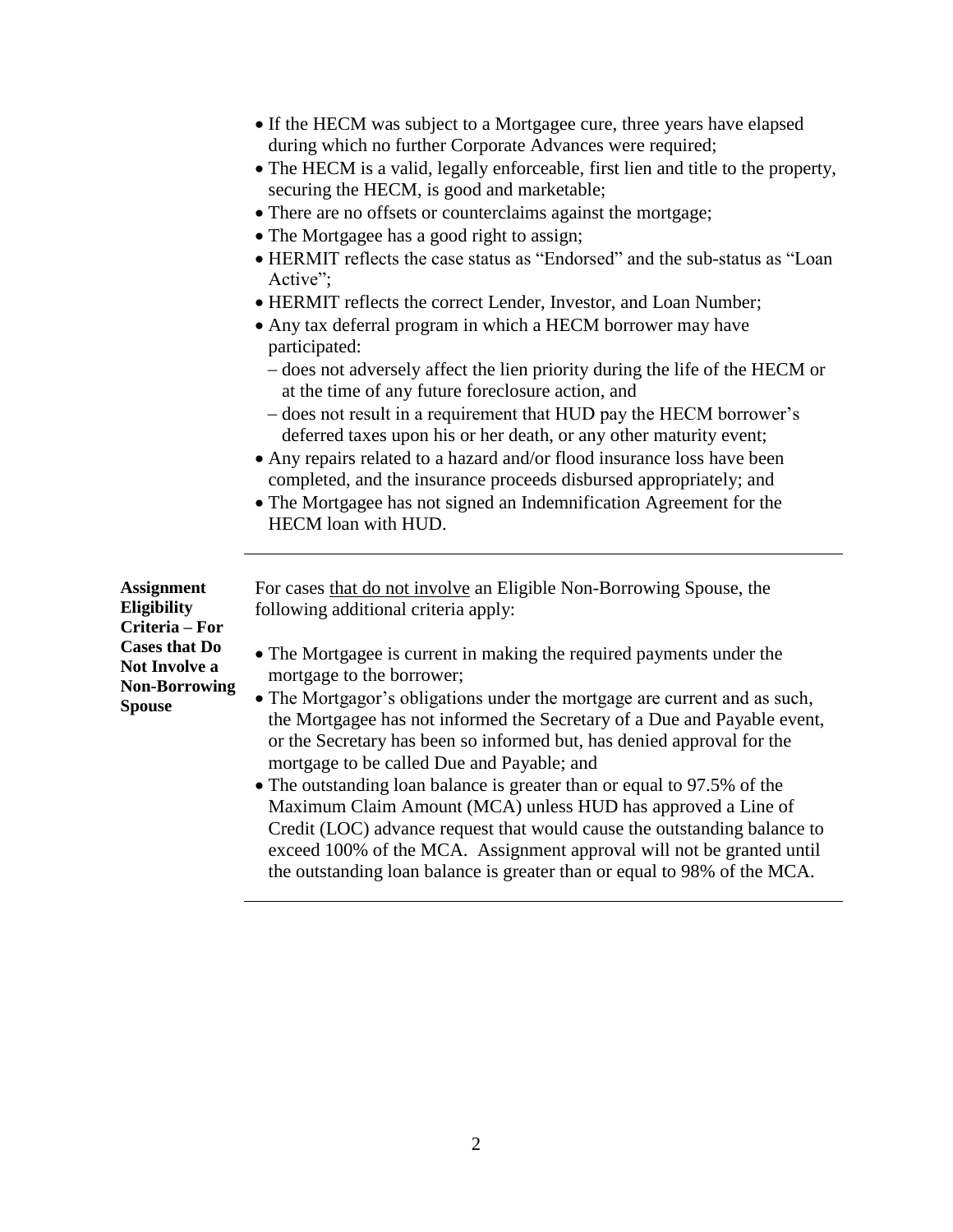- If the HECM was subject to a Mortgagee cure, three years have elapsed during which no further Corporate Advances were required;
- The HECM is a valid, legally enforceable, first lien and title to the property, securing the HECM, is good and marketable;
- There are no offsets or counterclaims against the mortgage;
- The Mortgagee has a good right to assign;
- HERMIT reflects the case status as "Endorsed" and the sub-status as "Loan Active";
- HERMIT reflects the correct Lender, Investor, and Loan Number;
- Any tax deferral program in which a HECM borrower may have participated:
  - does not adversely affect the lien priority during the life of the HECM or at the time of any future foreclosure action, and
  - does not result in a requirement that HUD pay the HECM borrower's deferred taxes upon his or her death, or any other maturity event;
- Any repairs related to a hazard and/or flood insurance loss have been completed, and the insurance proceeds disbursed appropriately; and
- The Mortgagee has not signed an Indemnification Agreement for the HECM loan with HUD.

---

**Assignment Eligibility Criteria – For Cases that Do Not Involve a Non-Borrowing Spouse**

For cases <u>that do not involve</u> an Eligible Non-Borrowing Spouse, the following additional criteria apply:

- The Mortgagee is current in making the required payments under the mortgage to the borrower;
- The Mortgagor's obligations under the mortgage are current and as such, the Mortgagee has not informed the Secretary of a Due and Payable event, or the Secretary has been so informed but, has denied approval for the mortgage to be called Due and Payable; and
- The outstanding loan balance is greater than or equal to 97.5% of the Maximum Claim Amount (MCA) unless HUD has approved a Line of Credit (LOC) advance request that would cause the outstanding balance to exceed 100% of the MCA. Assignment approval will not be granted until the outstanding loan balance is greater than or equal to 98% of the MCA.

---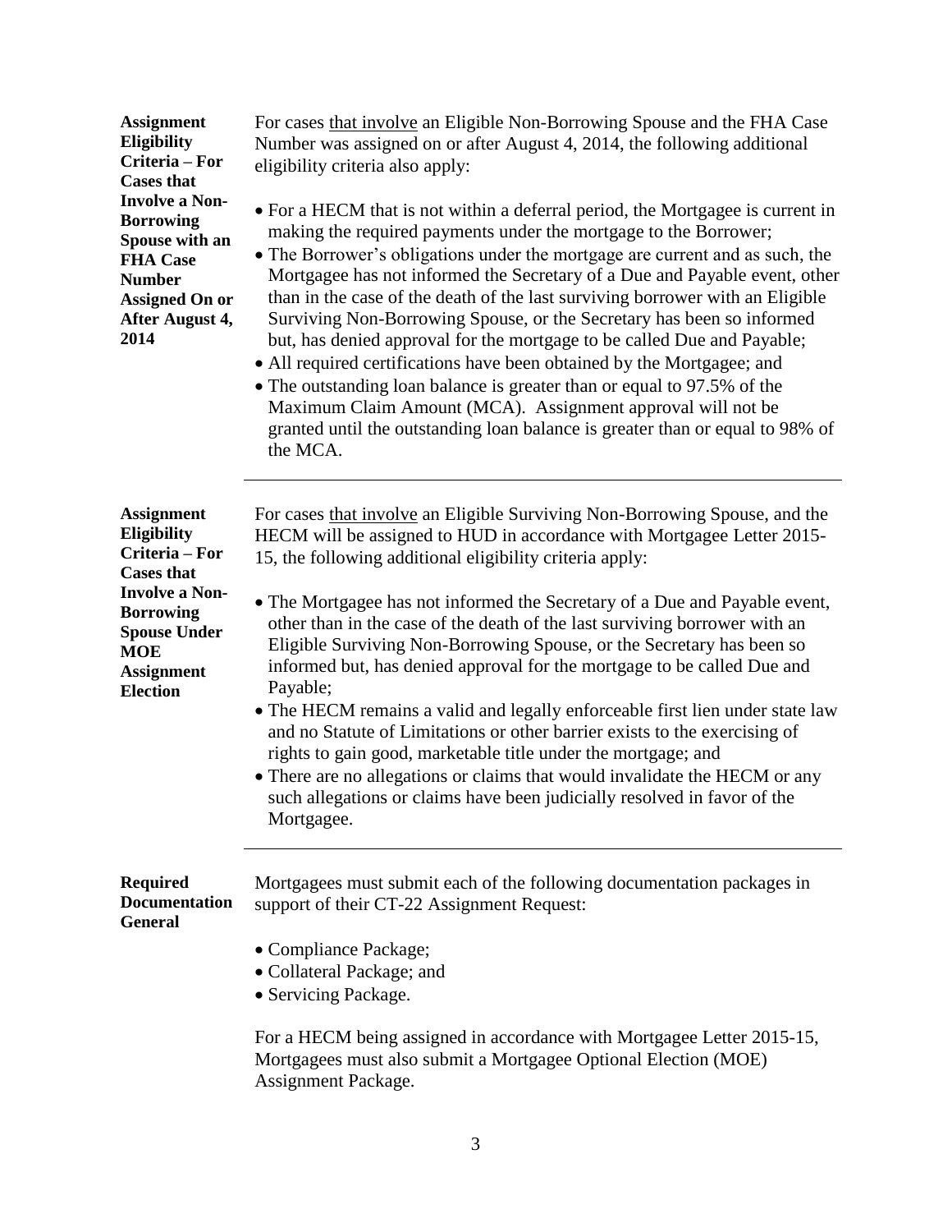**Assignment Eligibility Criteria – For Cases that Involve a Non-Borrowing Spouse with an FHA Case Number Assigned On or After August 4, 2014**

For cases that involve an Eligible Non-Borrowing Spouse and the FHA Case Number was assigned on or after August 4, 2014, the following additional eligibility criteria also apply:

- For a HECM that is not within a deferral period, the Mortgagee is current in making the required payments under the mortgage to the Borrower;
- The Borrower's obligations under the mortgage are current and as such, the Mortgagee has not informed the Secretary of a Due and Payable event, other than in the case of the death of the last surviving borrower with an Eligible Surviving Non-Borrowing Spouse, or the Secretary has been so informed but, has denied approval for the mortgage to be called Due and Payable;
- All required certifications have been obtained by the Mortgagee; and
- The outstanding loan balance is greater than or equal to 97.5% of the Maximum Claim Amount (MCA). Assignment approval will not be granted until the outstanding loan balance is greater than or equal to 98% of the MCA.

---

**Assignment Eligibility Criteria – For Cases that Involve a Non-Borrowing Spouse Under MOE Assignment Election**

For cases that involve an Eligible Surviving Non-Borrowing Spouse, and the HECM will be assigned to HUD in accordance with Mortgagee Letter 2015-15, the following additional eligibility criteria apply:

- The Mortgagee has not informed the Secretary of a Due and Payable event, other than in the case of the death of the last surviving borrower with an Eligible Surviving Non-Borrowing Spouse, or the Secretary has been so informed but, has denied approval for the mortgage to be called Due and Payable;
- The HECM remains a valid and legally enforceable first lien under state law and no Statute of Limitations or other barrier exists to the exercising of rights to gain good, marketable title under the mortgage; and
- There are no allegations or claims that would invalidate the HECM or any such allegations or claims have been judicially resolved in favor of the Mortgagee.

---

**Required Documentation General**

Mortgagees must submit each of the following documentation packages in support of their CT-22 Assignment Request:

- Compliance Package;
- Collateral Package; and
- Servicing Package.

For a HECM being assigned in accordance with Mortgagee Letter 2015-15, Mortgagees must also submit a Mortgagee Optional Election (MOE) Assignment Package.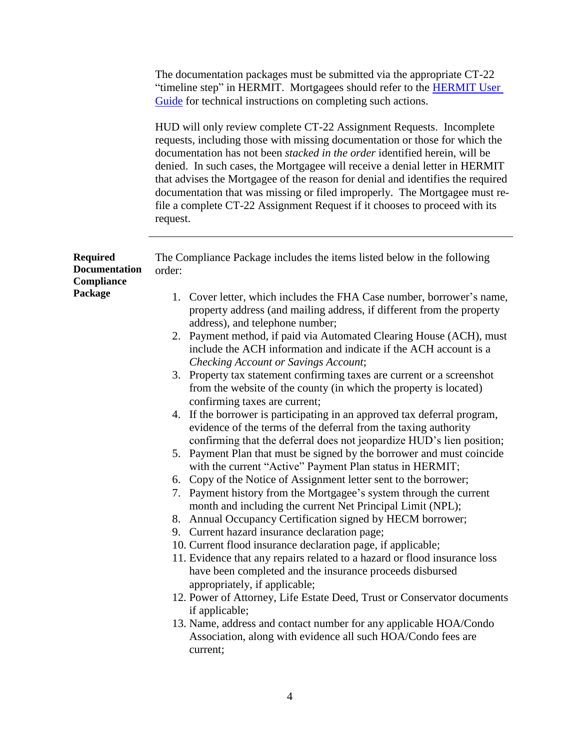The documentation packages must be submitted via the appropriate CT-22 "timeline step" in HERMIT. Mortgagees should refer to the HERMIT User Guide for technical instructions on completing such actions.

HUD will only review complete CT-22 Assignment Requests. Incomplete requests, including those with missing documentation or those for which the documentation has not been *stacked in the order* identified herein, will be denied. In such cases, the Mortgagee will receive a denial letter in HERMIT that advises the Mortgagee of the reason for denial and identifies the required documentation that was missing or filed improperly. The Mortgagee must re-file a complete CT-22 Assignment Request if it chooses to proceed with its request.

---

**Required Documentation Compliance Package**

The Compliance Package includes the items listed below in the following order:

1. Cover letter, which includes the FHA Case number, borrower's name, property address (and mailing address, if different from the property address), and telephone number;
2. Payment method, if paid via Automated Clearing House (ACH), must include the ACH information and indicate if the ACH account is a *Checking Account or Savings Account*;
3. Property tax statement confirming taxes are current or a screenshot from the website of the county (in which the property is located) confirming taxes are current;
4. If the borrower is participating in an approved tax deferral program, evidence of the terms of the deferral from the taxing authority confirming that the deferral does not jeopardize HUD's lien position;
5. Payment Plan that must be signed by the borrower and must coincide with the current "Active" Payment Plan status in HERMIT;
6. Copy of the Notice of Assignment letter sent to the borrower;
7. Payment history from the Mortgagee's system through the current month and including the current Net Principal Limit (NPL);
8. Annual Occupancy Certification signed by HECM borrower;
9. Current hazard insurance declaration page;
10. Current flood insurance declaration page, if applicable;
11. Evidence that any repairs related to a hazard or flood insurance loss have been completed and the insurance proceeds disbursed appropriately, if applicable;
12. Power of Attorney, Life Estate Deed, Trust or Conservator documents if applicable;
13. Name, address and contact number for any applicable HOA/Condo Association, along with evidence all such HOA/Condo fees are current;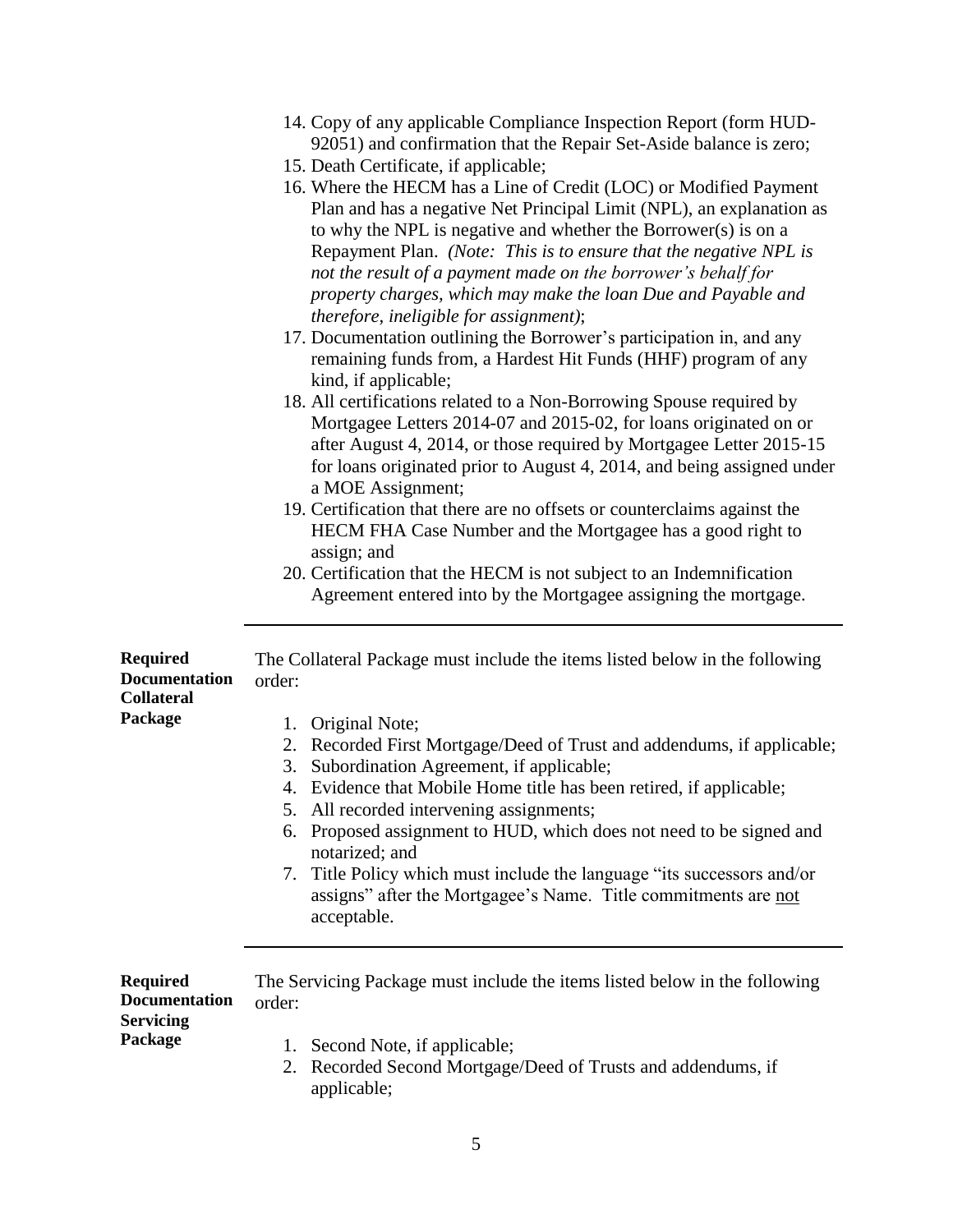14. Copy of any applicable Compliance Inspection Report (form HUD-92051) and confirmation that the Repair Set-Aside balance is zero;
15. Death Certificate, if applicable;
16. Where the HECM has a Line of Credit (LOC) or Modified Payment Plan and has a negative Net Principal Limit (NPL), an explanation as to why the NPL is negative and whether the Borrower(s) is on a Repayment Plan. *(Note: This is to ensure that the negative NPL is not the result of a payment made on the borrower's behalf for property charges, which may make the loan Due and Payable and therefore, ineligible for assignment)*;
17. Documentation outlining the Borrower's participation in, and any remaining funds from, a Hardest Hit Funds (HHF) program of any kind, if applicable;
18. All certifications related to a Non-Borrowing Spouse required by Mortgagee Letters 2014-07 and 2015-02, for loans originated on or after August 4, 2014, or those required by Mortgagee Letter 2015-15 for loans originated prior to August 4, 2014, and being assigned under a MOE Assignment;
19. Certification that there are no offsets or counterclaims against the HECM FHA Case Number and the Mortgagee has a good right to assign; and
20. Certification that the HECM is not subject to an Indemnification Agreement entered into by the Mortgagee assigning the mortgage.

---

**Required Documentation Collateral Package**

The Collateral Package must include the items listed below in the following order:

1. Original Note;
2. Recorded First Mortgage/Deed of Trust and addendums, if applicable;
3. Subordination Agreement, if applicable;
4. Evidence that Mobile Home title has been retired, if applicable;
5. All recorded intervening assignments;
6. Proposed assignment to HUD, which does not need to be signed and notarized; and
7. Title Policy which must include the language "its successors and/or assigns" after the Mortgagee's Name. Title commitments are <u>not</u> acceptable.

---

**Required Documentation Servicing Package**

The Servicing Package must include the items listed below in the following order:

1. Second Note, if applicable;
2. Recorded Second Mortgage/Deed of Trusts and addendums, if applicable;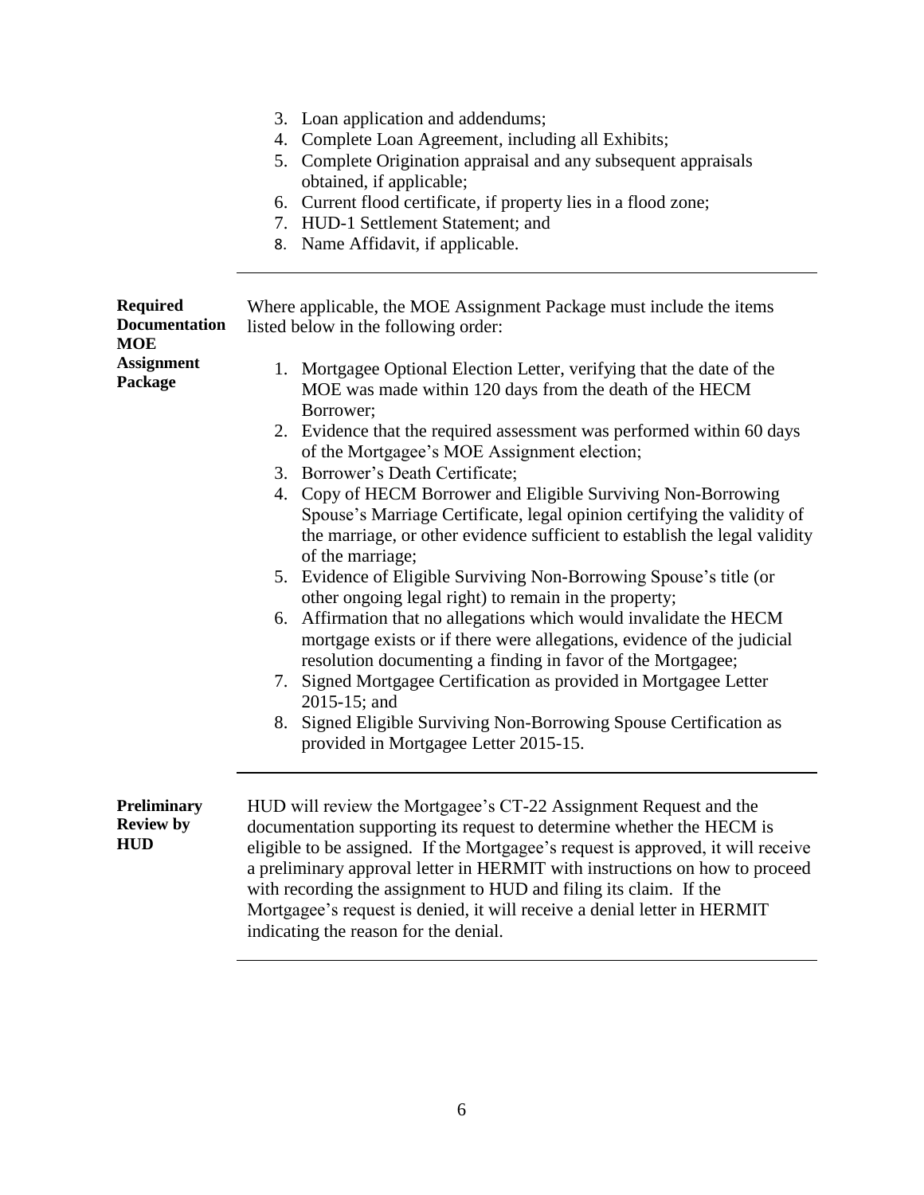3. Loan application and addendums;
4. Complete Loan Agreement, including all Exhibits;
5. Complete Origination appraisal and any subsequent appraisals obtained, if applicable;
6. Current flood certificate, if property lies in a flood zone;
7. HUD-1 Settlement Statement; and
8. Name Affidavit, if applicable.

**Required Documentation MOE Assignment Package**

Where applicable, the MOE Assignment Package must include the items listed below in the following order:

1. Mortgagee Optional Election Letter, verifying that the date of the MOE was made within 120 days from the death of the HECM Borrower;
2. Evidence that the required assessment was performed within 60 days of the Mortgagee's MOE Assignment election;
3. Borrower's Death Certificate;
4. Copy of HECM Borrower and Eligible Surviving Non-Borrowing Spouse's Marriage Certificate, legal opinion certifying the validity of the marriage, or other evidence sufficient to establish the legal validity of the marriage;
5. Evidence of Eligible Surviving Non-Borrowing Spouse's title (or other ongoing legal right) to remain in the property;
6. Affirmation that no allegations which would invalidate the HECM mortgage exists or if there were allegations, evidence of the judicial resolution documenting a finding in favor of the Mortgagee;
7. Signed Mortgagee Certification as provided in Mortgagee Letter 2015-15; and
8. Signed Eligible Surviving Non-Borrowing Spouse Certification as provided in Mortgagee Letter 2015-15.

**Preliminary Review by HUD**

HUD will review the Mortgagee's CT-22 Assignment Request and the documentation supporting its request to determine whether the HECM is eligible to be assigned. If the Mortgagee's request is approved, it will receive a preliminary approval letter in HERMIT with instructions on how to proceed with recording the assignment to HUD and filing its claim. If the Mortgagee's request is denied, it will receive a denial letter in HERMIT indicating the reason for the denial.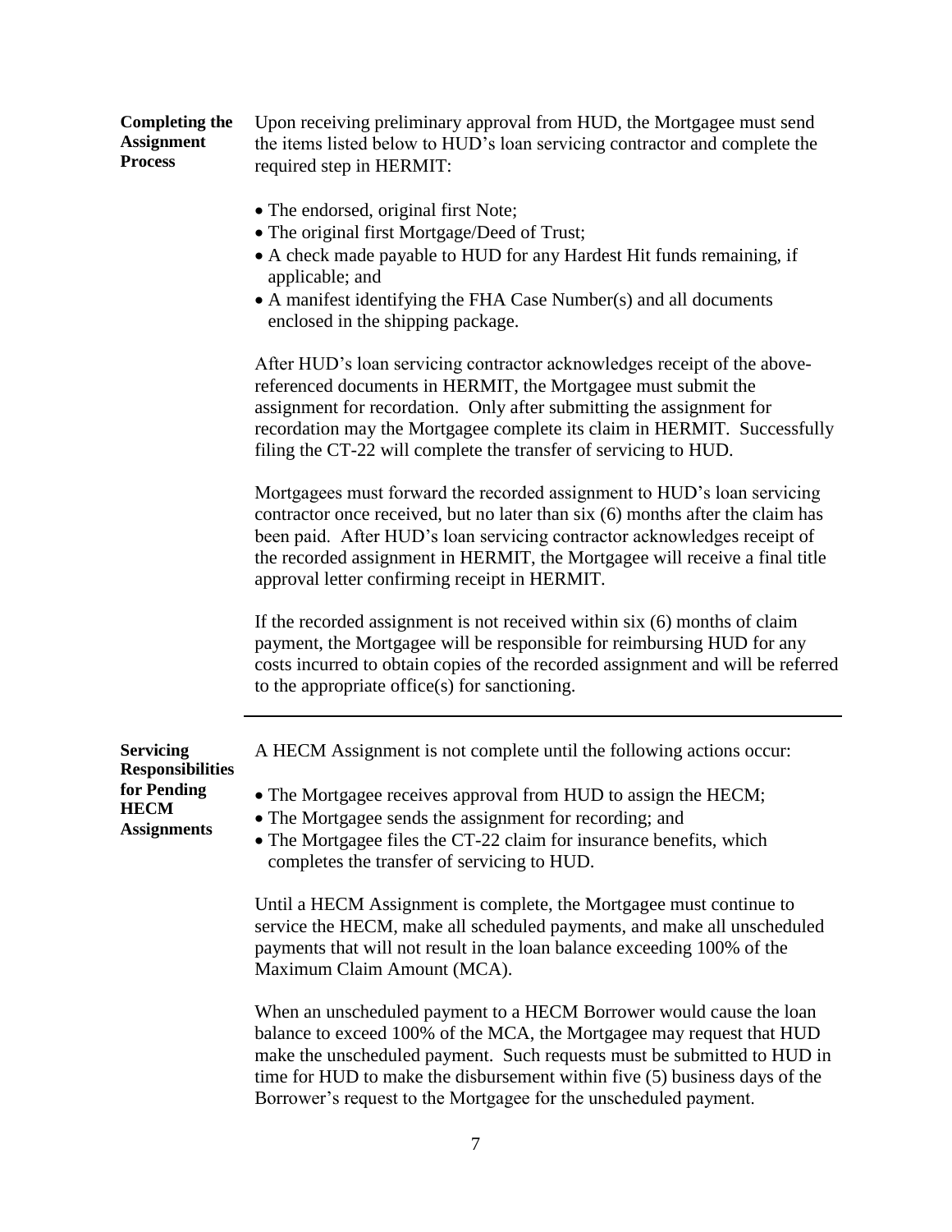**Completing the Assignment Process**

Upon receiving preliminary approval from HUD, the Mortgagee must send the items listed below to HUD's loan servicing contractor and complete the required step in HERMIT:

- The endorsed, original first Note;
- The original first Mortgage/Deed of Trust;
- A check made payable to HUD for any Hardest Hit funds remaining, if applicable; and
- A manifest identifying the FHA Case Number(s) and all documents enclosed in the shipping package.

After HUD's loan servicing contractor acknowledges receipt of the above-referenced documents in HERMIT, the Mortgagee must submit the assignment for recordation. Only after submitting the assignment for recordation may the Mortgagee complete its claim in HERMIT. Successfully filing the CT-22 will complete the transfer of servicing to HUD.

Mortgagees must forward the recorded assignment to HUD's loan servicing contractor once received, but no later than six (6) months after the claim has been paid. After HUD's loan servicing contractor acknowledges receipt of the recorded assignment in HERMIT, the Mortgagee will receive a final title approval letter confirming receipt in HERMIT.

If the recorded assignment is not received within six (6) months of claim payment, the Mortgagee will be responsible for reimbursing HUD for any costs incurred to obtain copies of the recorded assignment and will be referred to the appropriate office(s) for sanctioning.

---

**Servicing Responsibilities for Pending HECM Assignments**

A HECM Assignment is not complete until the following actions occur:

- The Mortgagee receives approval from HUD to assign the HECM;
- The Mortgagee sends the assignment for recording; and
- The Mortgagee files the CT-22 claim for insurance benefits, which completes the transfer of servicing to HUD.

Until a HECM Assignment is complete, the Mortgagee must continue to service the HECM, make all scheduled payments, and make all unscheduled payments that will not result in the loan balance exceeding 100% of the Maximum Claim Amount (MCA).

When an unscheduled payment to a HECM Borrower would cause the loan balance to exceed 100% of the MCA, the Mortgagee may request that HUD make the unscheduled payment. Such requests must be submitted to HUD in time for HUD to make the disbursement within five (5) business days of the Borrower's request to the Mortgagee for the unscheduled payment.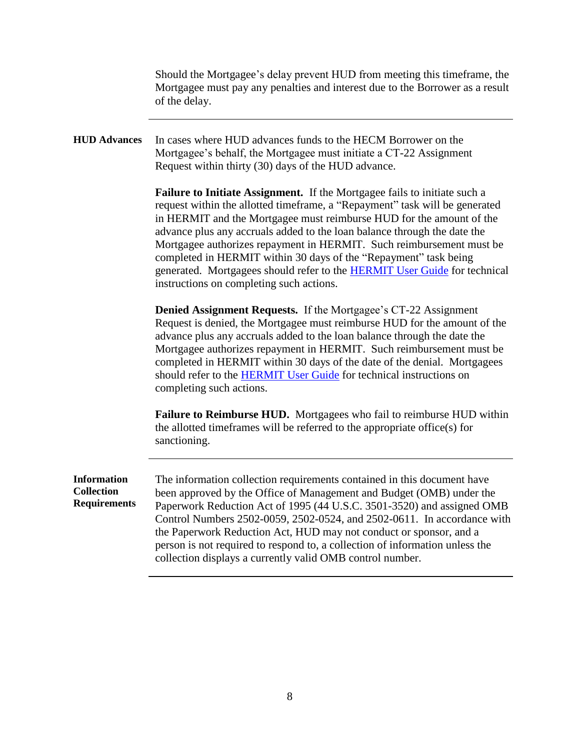Should the Mortgagee's delay prevent HUD from meeting this timeframe, the Mortgagee must pay any penalties and interest due to the Borrower as a result of the delay.

---

**HUD Advances**

In cases where HUD advances funds to the HECM Borrower on the Mortgagee's behalf, the Mortgagee must initiate a CT-22 Assignment Request within thirty (30) days of the HUD advance.

**Failure to Initiate Assignment.** If the Mortgagee fails to initiate such a request within the allotted timeframe, a "Repayment" task will be generated in HERMIT and the Mortgagee must reimburse HUD for the amount of the advance plus any accruals added to the loan balance through the date the Mortgagee authorizes repayment in HERMIT. Such reimbursement must be completed in HERMIT within 30 days of the "Repayment" task being generated. Mortgagees should refer to the HERMIT User Guide for technical instructions on completing such actions.

**Denied Assignment Requests.** If the Mortgagee's CT-22 Assignment Request is denied, the Mortgagee must reimburse HUD for the amount of the advance plus any accruals added to the loan balance through the date the Mortgagee authorizes repayment in HERMIT. Such reimbursement must be completed in HERMIT within 30 days of the date of the denial. Mortgagees should refer to the HERMIT User Guide for technical instructions on completing such actions.

**Failure to Reimburse HUD.** Mortgagees who fail to reimburse HUD within the allotted timeframes will be referred to the appropriate office(s) for sanctioning.

---

**Information Collection Requirements**

The information collection requirements contained in this document have been approved by the Office of Management and Budget (OMB) under the Paperwork Reduction Act of 1995 (44 U.S.C. 3501-3520) and assigned OMB Control Numbers 2502-0059, 2502-0524, and 2502-0611. In accordance with the Paperwork Reduction Act, HUD may not conduct or sponsor, and a person is not required to respond to, a collection of information unless the collection displays a currently valid OMB control number.

---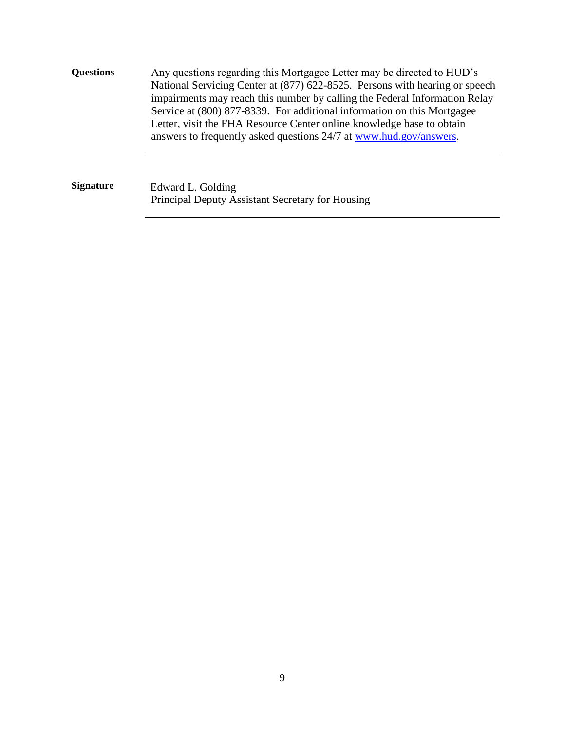**Questions**

Any questions regarding this Mortgagee Letter may be directed to HUD's National Servicing Center at (877) 622-8525. Persons with hearing or speech impairments may reach this number by calling the Federal Information Relay Service at (800) 877-8339. For additional information on this Mortgagee Letter, visit the FHA Resource Center online knowledge base to obtain answers to frequently asked questions 24/7 at www.hud.gov/answers.

---

**Signature**

Edward L. Golding
Principal Deputy Assistant Secretary for Housing

---